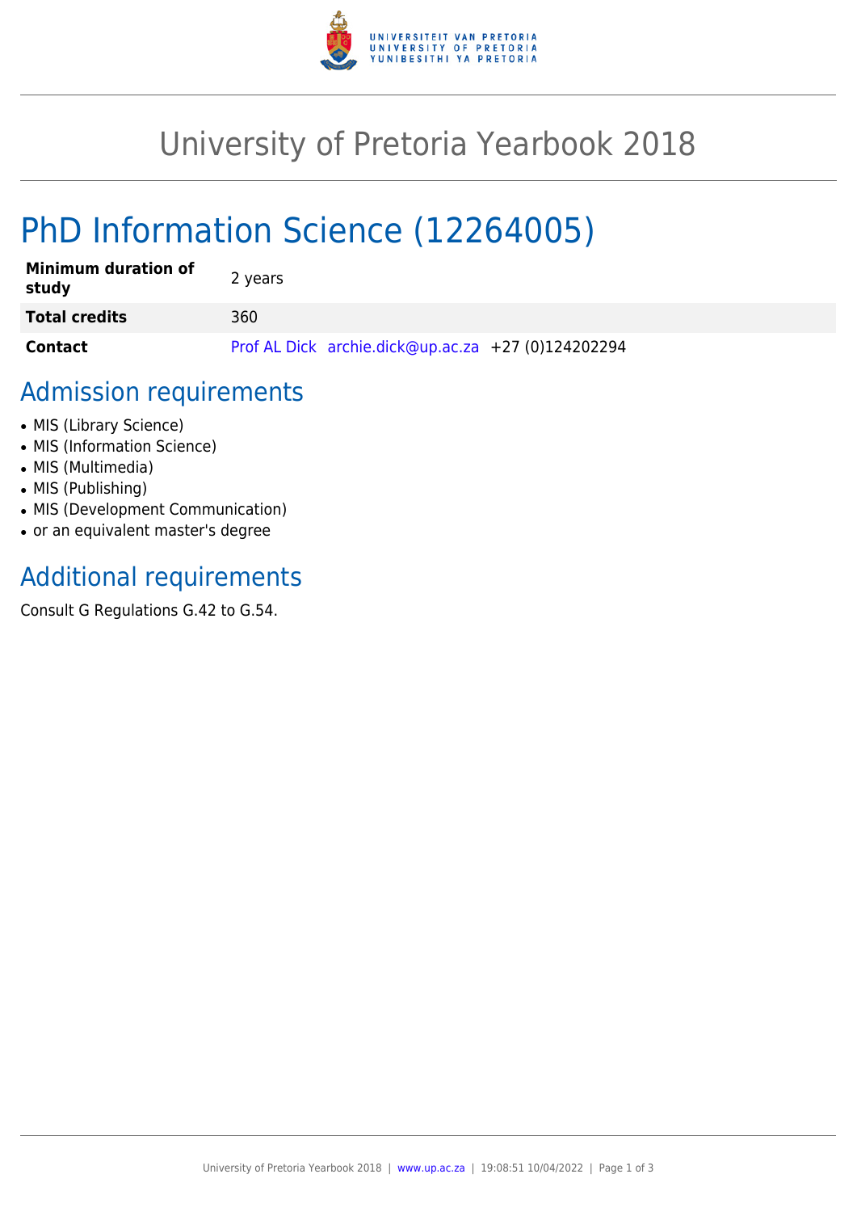# University of Pretoria Yearbook 2018

## PhD Information Science (12264005)

| | |
|---|---|
| **Minimum duration of study** | 2 years |
| **Total credits** | 360 |
| **Contact** | Prof AL Dick archie.dick@up.ac.za +27 (0)124202294 |

### Admission requirements

- MIS (Library Science)
- MIS (Information Science)
- MIS (Multimedia)
- MIS (Publishing)
- MIS (Development Communication)
- or an equivalent master's degree

### Additional requirements

Consult G Regulations G.42 to G.54.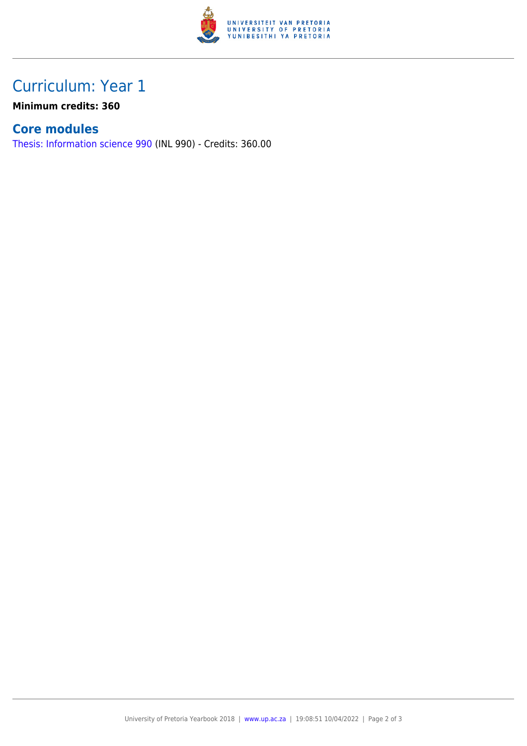## Curriculum: Year 1

**Minimum credits: 360**

### Core modules

Thesis: Information science 990 (INL 990) - Credits: 360.00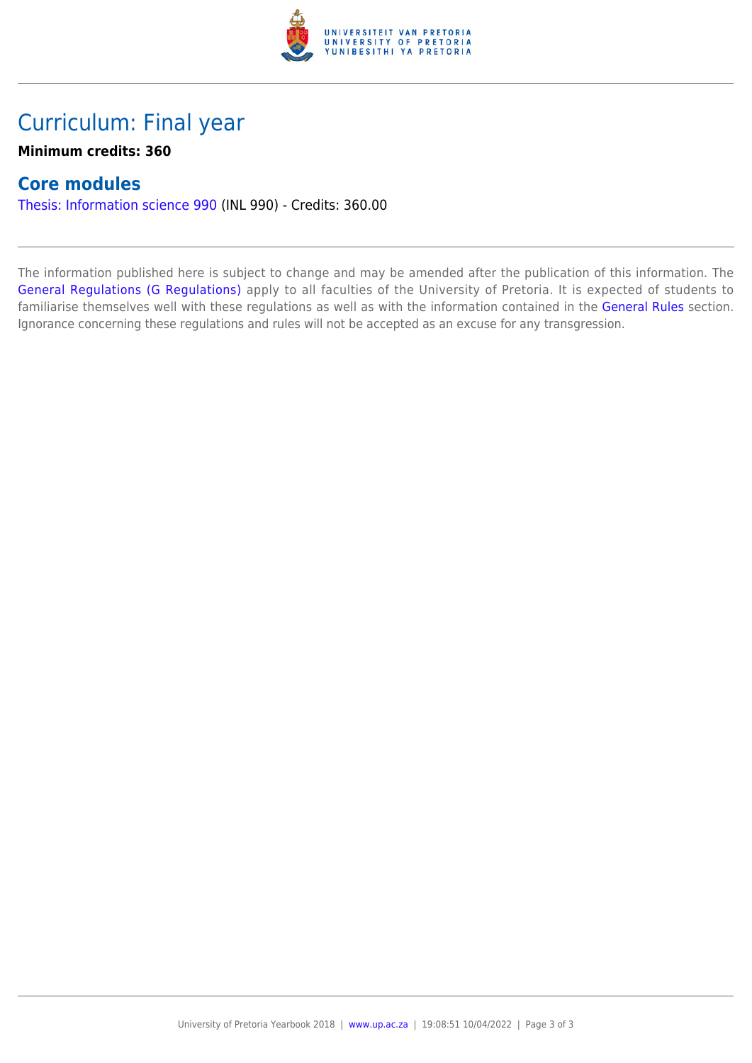## Curriculum: Final year

**Minimum credits: 360**

### Core modules

Thesis: Information science 990 (INL 990) - Credits: 360.00

The information published here is subject to change and may be amended after the publication of this information. The General Regulations (G Regulations) apply to all faculties of the University of Pretoria. It is expected of students to familiarise themselves well with these regulations as well as with the information contained in the General Rules section. Ignorance concerning these regulations and rules will not be accepted as an excuse for any transgression.